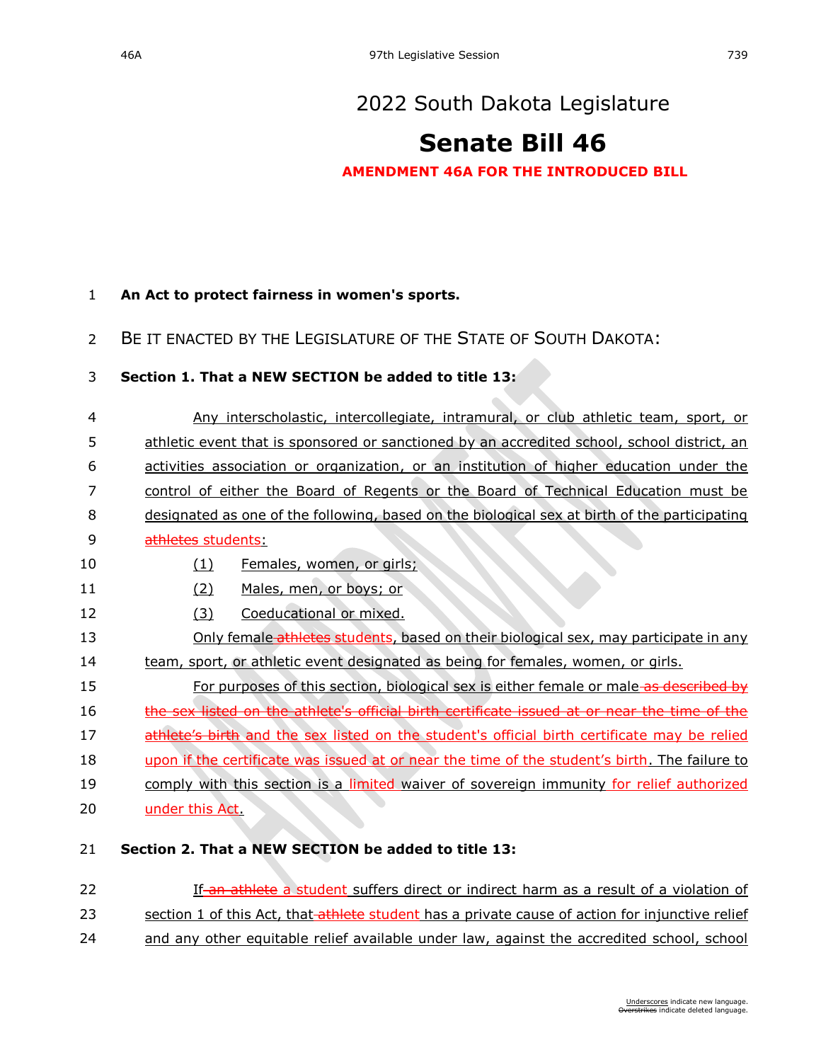# 2022 South Dakota Legislature

# Senate Bill 46

**AMENDMENT 46A FOR THE INTRODUCED BILL**

**An Act to protect fairness in women's sports.**

BE IT ENACTED BY THE LEGISLATURE OF THE STATE OF SOUTH DAKOTA:

**Section 1. That a NEW SECTION be added to title 13:**

Any interscholastic, intercollegiate, intramural, or club athletic team, sport, or athletic event that is sponsored or sanctioned by an accredited school, school district, an activities association or organization, or an institution of higher education under the control of either the Board of Regents or the Board of Technical Education must be designated as one of the following, based on the biological sex at birth of the participating ~~athletes~~ students:

(1) Females, women, or girls;

(2) Males, men, or boys; or

(3) Coeducational or mixed.

Only female ~~athletes~~ students, based on their biological sex, may participate in any team, sport, or athletic event designated as being for females, women, or girls.

For purposes of this section, biological sex is either female or male ~~as described by the sex listed on the athlete's official birth certificate issued at or near the time of the athlete's birth~~ and the sex listed on the student's official birth certificate may be relied upon if the certificate was issued at or near the time of the student's birth. The failure to comply with this section is a limited waiver of sovereign immunity for relief authorized under this Act.

**Section 2. That a NEW SECTION be added to title 13:**

If ~~an athlete~~ a student suffers direct or indirect harm as a result of a violation of section 1 of this Act, that ~~athlete~~ student has a private cause of action for injunctive relief and any other equitable relief available under law, against the accredited school, school

Underscores indicate new language.
~~Overstrikes~~ indicate deleted language.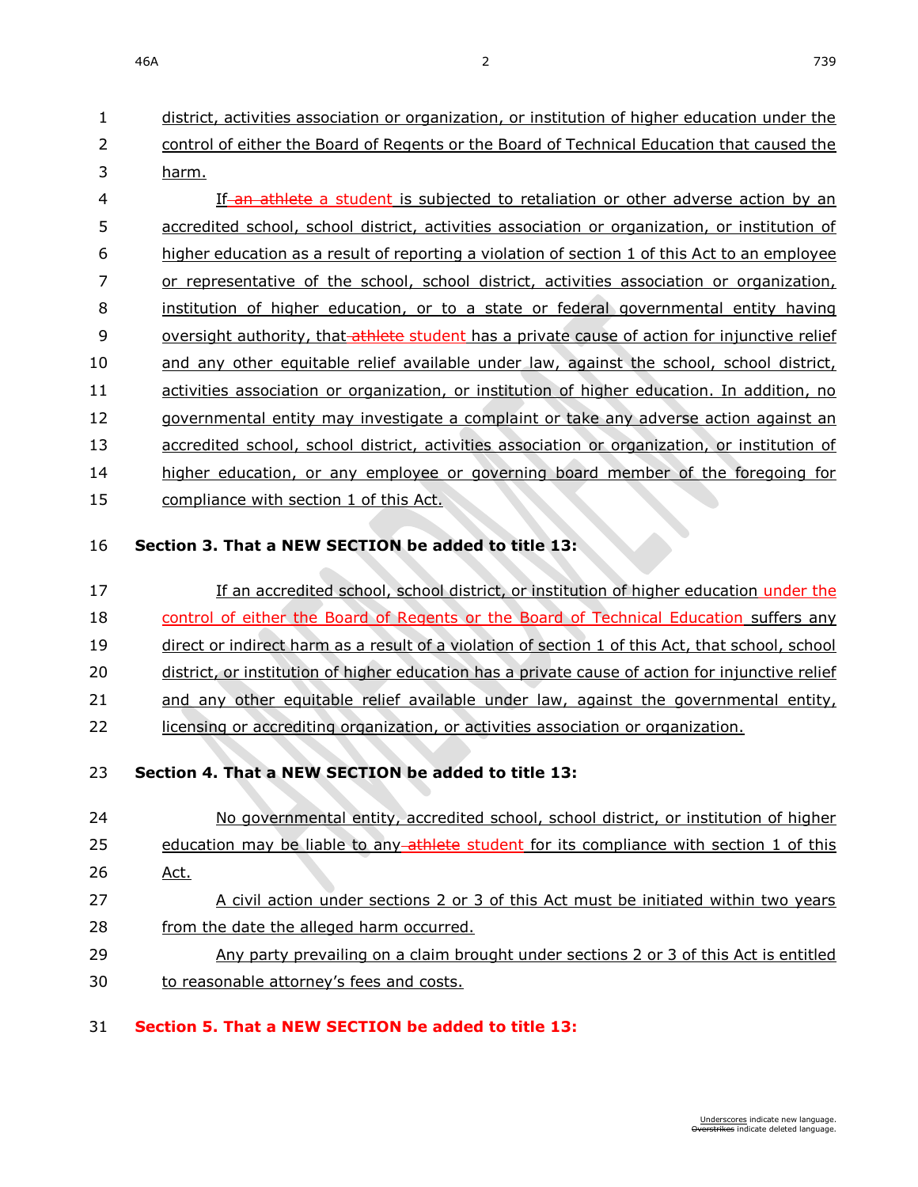district, activities association or organization, or institution of higher education under the control of either the Board of Regents or the Board of Technical Education that caused the harm.

If ~~an athlete~~ a student is subjected to retaliation or other adverse action by an accredited school, school district, activities association or organization, or institution of higher education as a result of reporting a violation of section 1 of this Act to an employee or representative of the school, school district, activities association or organization, institution of higher education, or to a state or federal governmental entity having oversight authority, that ~~athlete~~ student has a private cause of action for injunctive relief and any other equitable relief available under law, against the school, school district, activities association or organization, or institution of higher education. In addition, no governmental entity may investigate a complaint or take any adverse action against an accredited school, school district, activities association or organization, or institution of higher education, or any employee or governing board member of the foregoing for compliance with section 1 of this Act.

**Section 3. That a NEW SECTION be added to title 13:**

If an accredited school, school district, or institution of higher education under the control of either the Board of Regents or the Board of Technical Education suffers any direct or indirect harm as a result of a violation of section 1 of this Act, that school, school district, or institution of higher education has a private cause of action for injunctive relief and any other equitable relief available under law, against the governmental entity, licensing or accrediting organization, or activities association or organization.

**Section 4. That a NEW SECTION be added to title 13:**

No governmental entity, accredited school, school district, or institution of higher education may be liable to any ~~athlete~~ student for its compliance with section 1 of this Act.

A civil action under sections 2 or 3 of this Act must be initiated within two years from the date the alleged harm occurred.

Any party prevailing on a claim brought under sections 2 or 3 of this Act is entitled to reasonable attorney's fees and costs.

**Section 5. That a NEW SECTION be added to title 13:**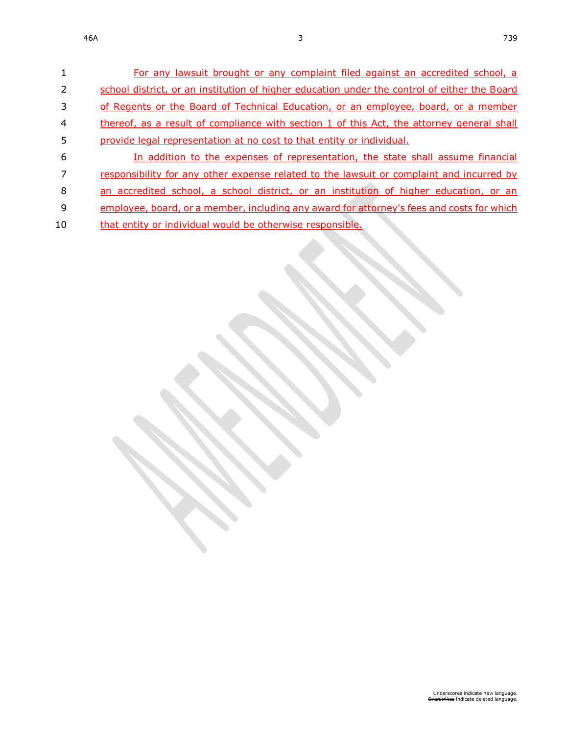For any lawsuit brought or any complaint filed against an accredited school, a school district, or an institution of higher education under the control of either the Board of Regents or the Board of Technical Education, or an employee, board, or a member thereof, as a result of compliance with section 1 of this Act, the attorney general shall provide legal representation at no cost to that entity or individual.

In addition to the expenses of representation, the state shall assume financial responsibility for any other expense related to the lawsuit or complaint and incurred by an accredited school, a school district, or an institution of higher education, or an employee, board, or a member, including any award for attorney's fees and costs for which that entity or individual would be otherwise responsible.